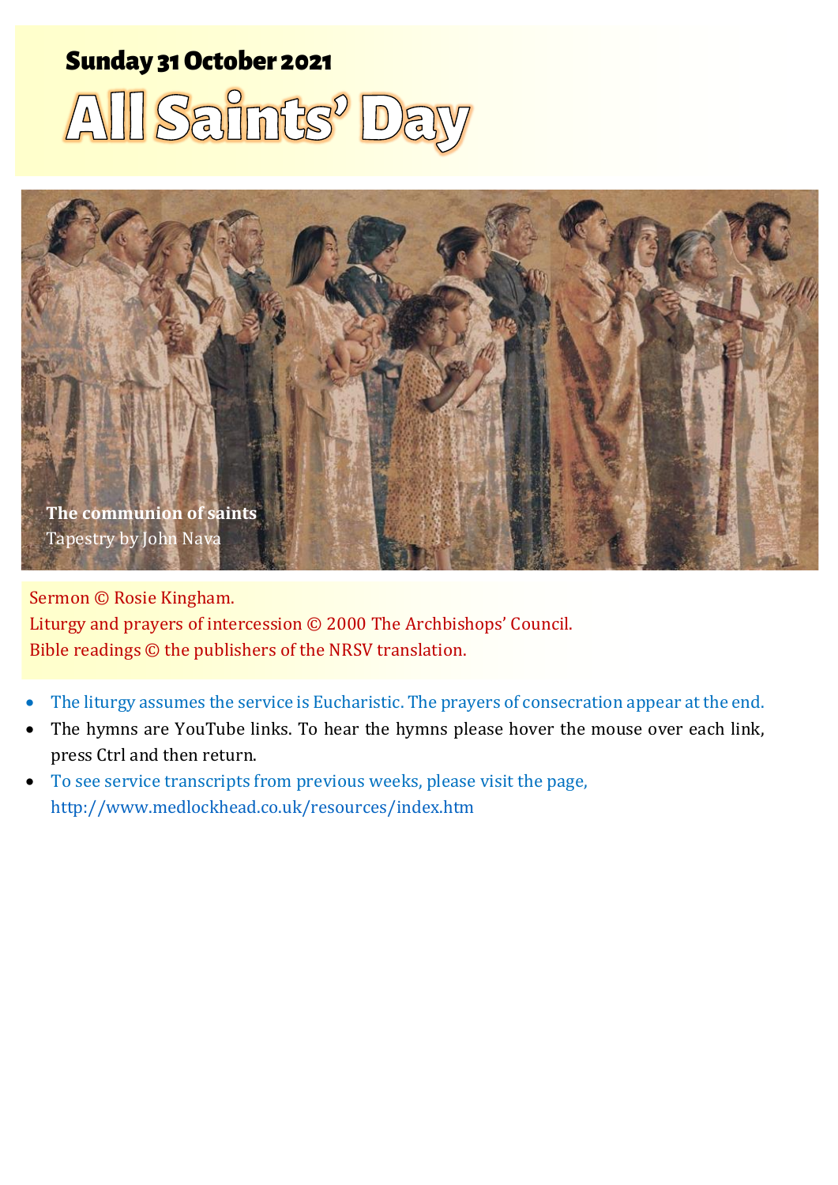**Sunday 31 October 2021**

# All Saints' Day

**The communion of saints**
Tapestry by John Nava

Sermon © Rosie Kingham.
Liturgy and prayers of intercession © 2000 The Archbishops' Council.
Bible readings © the publishers of the NRSV translation.

- The liturgy assumes the service is Eucharistic. The prayers of consecration appear at the end.
- The hymns are YouTube links. To hear the hymns please hover the mouse over each link, press Ctrl and then return.
- To see service transcripts from previous weeks, please visit the page, http://www.medlockhead.co.uk/resources/index.htm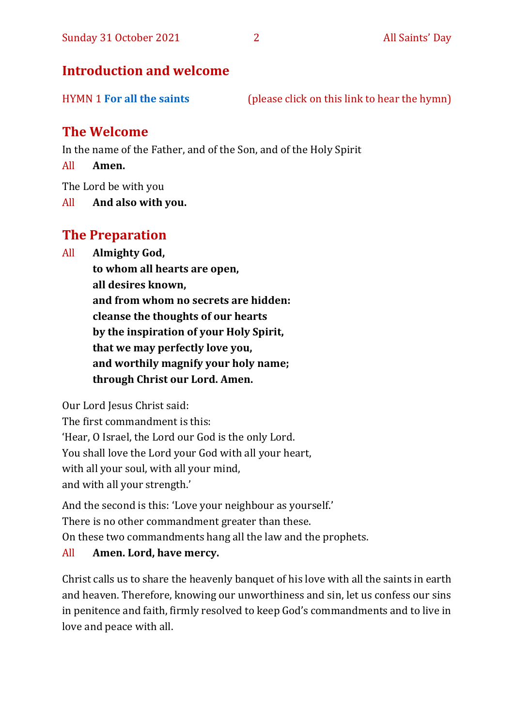## Introduction and welcome

HYMN 1 **For all the saints** (please click on this link to hear the hymn)

## The Welcome

In the name of the Father, and of the Son, and of the Holy Spirit

All **Amen.**

The Lord be with you

All **And also with you.**

## The Preparation

All **Almighty God,**
**to whom all hearts are open,**
**all desires known,**
**and from whom no secrets are hidden:**
**cleanse the thoughts of our hearts**
**by the inspiration of your Holy Spirit,**
**that we may perfectly love you,**
**and worthily magnify your holy name;**
**through Christ our Lord. Amen.**

Our Lord Jesus Christ said:
The first commandment is this:
'Hear, O Israel, the Lord our God is the only Lord.
You shall love the Lord your God with all your heart,
with all your soul, with all your mind,
and with all your strength.'

And the second is this: 'Love your neighbour as yourself.'
There is no other commandment greater than these.
On these two commandments hang all the law and the prophets.

All **Amen. Lord, have mercy.**

Christ calls us to share the heavenly banquet of his love with all the saints in earth and heaven. Therefore, knowing our unworthiness and sin, let us confess our sins in penitence and faith, firmly resolved to keep God's commandments and to live in love and peace with all.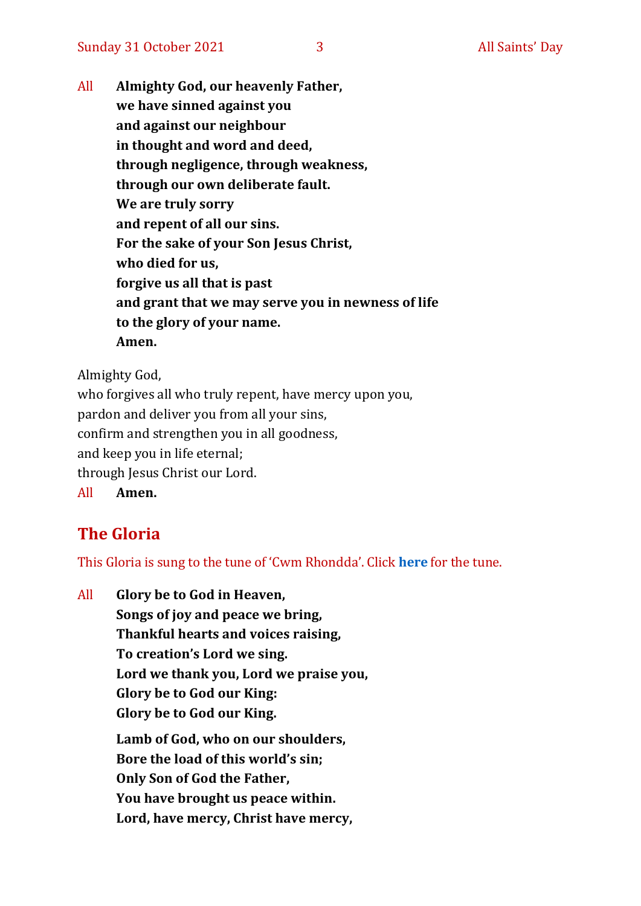All **Almighty God, our heavenly Father,**
**we have sinned against you**
**and against our neighbour**
**in thought and word and deed,**
**through negligence, through weakness,**
**through our own deliberate fault.**
**We are truly sorry**
**and repent of all our sins.**
**For the sake of your Son Jesus Christ,**
**who died for us,**
**forgive us all that is past**
**and grant that we may serve you in newness of life**
**to the glory of your name.**
**Amen.**

Almighty God,
who forgives all who truly repent, have mercy upon you,
pardon and deliver you from all your sins,
confirm and strengthen you in all goodness,
and keep you in life eternal;
through Jesus Christ our Lord.
All **Amen.**

## The Gloria

This Gloria is sung to the tune of 'Cwm Rhondda'. Click **here** for the tune.

All **Glory be to God in Heaven,**
**Songs of joy and peace we bring,**
**Thankful hearts and voices raising,**
**To creation's Lord we sing.**
**Lord we thank you, Lord we praise you,**
**Glory be to God our King:**
**Glory be to God our King.**

**Lamb of God, who on our shoulders,**
**Bore the load of this world's sin;**
**Only Son of God the Father,**
**You have brought us peace within.**
**Lord, have mercy, Christ have mercy,**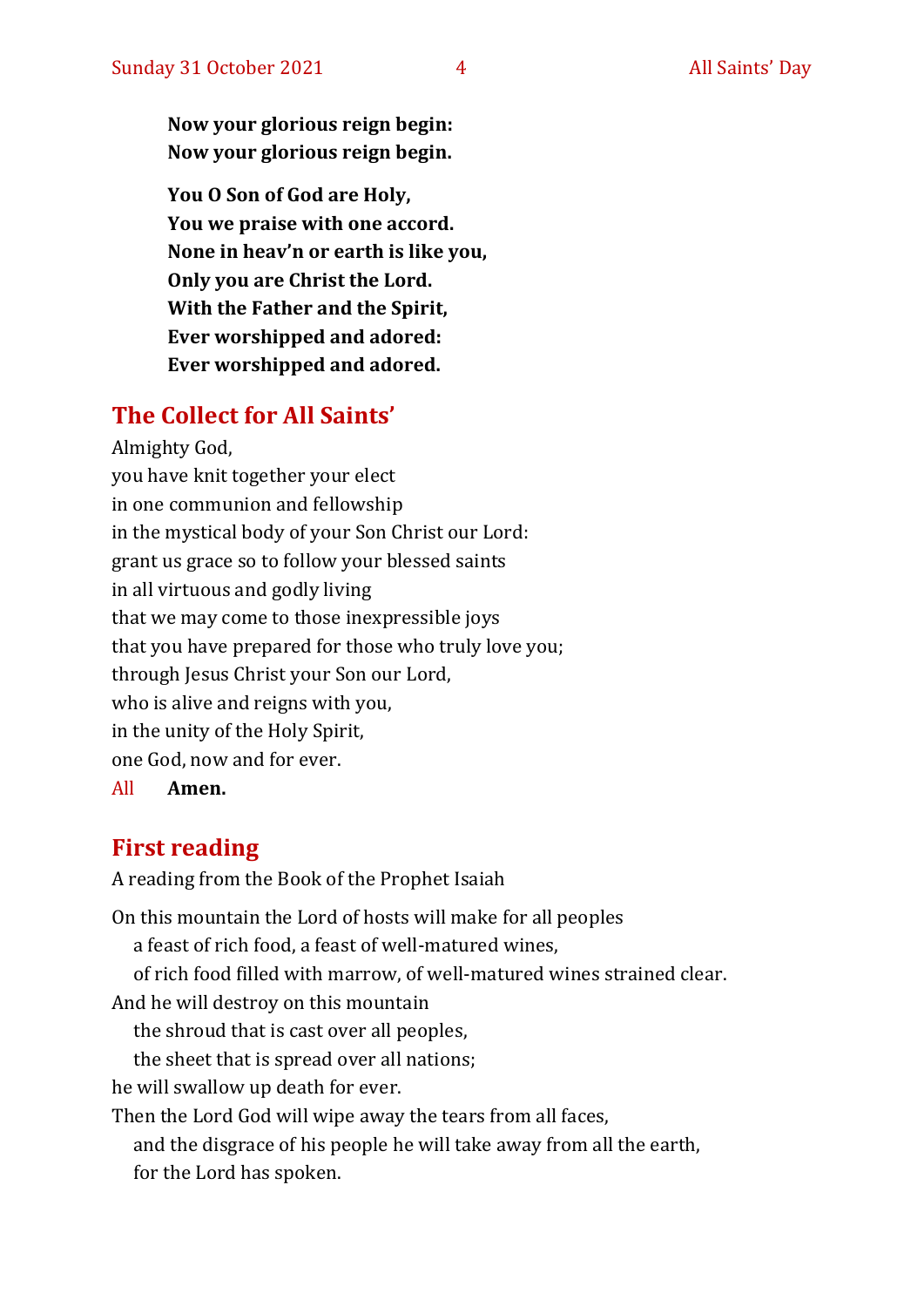**Now your glorious reign begin:**
**Now your glorious reign begin.**

**You O Son of God are Holy,**
**You we praise with one accord.**
**None in heav'n or earth is like you,**
**Only you are Christ the Lord.**
**With the Father and the Spirit,**
**Ever worshipped and adored:**
**Ever worshipped and adored.**

## The Collect for All Saints'

Almighty God,
you have knit together your elect
in one communion and fellowship
in the mystical body of your Son Christ our Lord:
grant us grace so to follow your blessed saints
in all virtuous and godly living
that we may come to those inexpressible joys
that you have prepared for those who truly love you;
through Jesus Christ your Son our Lord,
who is alive and reigns with you,
in the unity of the Holy Spirit,
one God, now and for ever.

All **Amen.**

## First reading

A reading from the Book of the Prophet Isaiah

On this mountain the Lord of hosts will make for all peoples
a feast of rich food, a feast of well-matured wines,
of rich food filled with marrow, of well-matured wines strained clear.
And he will destroy on this mountain
the shroud that is cast over all peoples,
the sheet that is spread over all nations;
he will swallow up death for ever.
Then the Lord God will wipe away the tears from all faces,
and the disgrace of his people he will take away from all the earth,
for the Lord has spoken.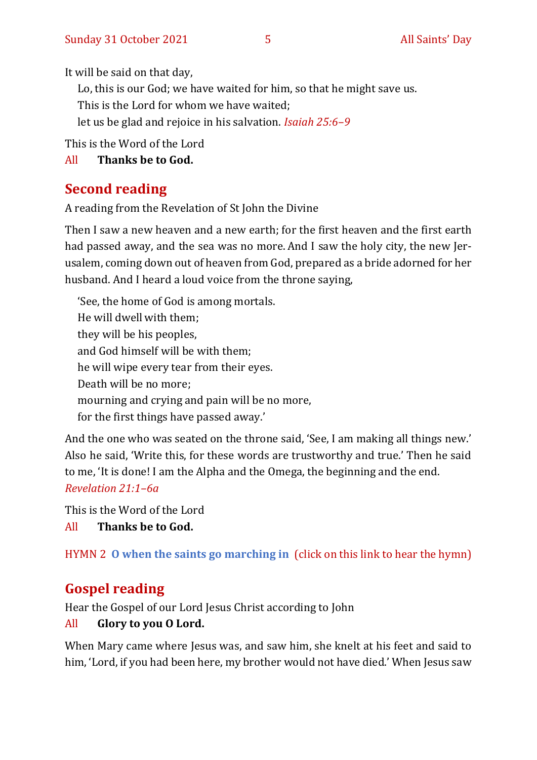It will be said on that day,

Lo, this is our God; we have waited for him, so that he might save us.
This is the Lord for whom we have waited;
let us be glad and rejoice in his salvation. *Isaiah 25:6–9*

This is the Word of the Lord

All **Thanks be to God.**

## Second reading

A reading from the Revelation of St John the Divine

Then I saw a new heaven and a new earth; for the first heaven and the first earth had passed away, and the sea was no more. And I saw the holy city, the new Jerusalem, coming down out of heaven from God, prepared as a bride adorned for her husband. And I heard a loud voice from the throne saying,

'See, the home of God is among mortals.
He will dwell with them;
they will be his peoples,
and God himself will be with them;
he will wipe every tear from their eyes.
Death will be no more;
mourning and crying and pain will be no more,
for the first things have passed away.'

And the one who was seated on the throne said, 'See, I am making all things new.' Also he said, 'Write this, for these words are trustworthy and true.' Then he said to me, 'It is done! I am the Alpha and the Omega, the beginning and the end. *Revelation 21:1–6a*

This is the Word of the Lord

All **Thanks be to God.**

HYMN 2 **O when the saints go marching in** (click on this link to hear the hymn)

## Gospel reading

Hear the Gospel of our Lord Jesus Christ according to John

All **Glory to you O Lord.**

When Mary came where Jesus was, and saw him, she knelt at his feet and said to him, 'Lord, if you had been here, my brother would not have died.' When Jesus saw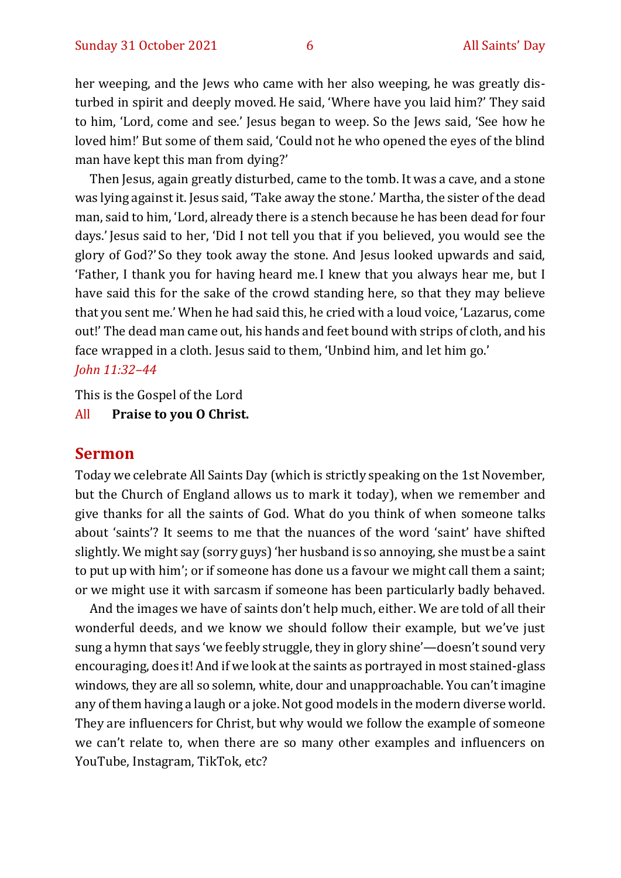her weeping, and the Jews who came with her also weeping, he was greatly disturbed in spirit and deeply moved. He said, 'Where have you laid him?' They said to him, 'Lord, come and see.' Jesus began to weep. So the Jews said, 'See how he loved him!' But some of them said, 'Could not he who opened the eyes of the blind man have kept this man from dying?'

Then Jesus, again greatly disturbed, came to the tomb. It was a cave, and a stone was lying against it. Jesus said, 'Take away the stone.' Martha, the sister of the dead man, said to him, 'Lord, already there is a stench because he has been dead for four days.' Jesus said to her, 'Did I not tell you that if you believed, you would see the glory of God?' So they took away the stone. And Jesus looked upwards and said, 'Father, I thank you for having heard me. I knew that you always hear me, but I have said this for the sake of the crowd standing here, so that they may believe that you sent me.' When he had said this, he cried with a loud voice, 'Lazarus, come out!' The dead man came out, his hands and feet bound with strips of cloth, and his face wrapped in a cloth. Jesus said to them, 'Unbind him, and let him go.'

*John 11:32–44*

This is the Gospel of the Lord

All **Praise to you O Christ.**

## Sermon

Today we celebrate All Saints Day (which is strictly speaking on the 1st November, but the Church of England allows us to mark it today), when we remember and give thanks for all the saints of God. What do you think of when someone talks about 'saints'? It seems to me that the nuances of the word 'saint' have shifted slightly. We might say (sorry guys) 'her husband is so annoying, she must be a saint to put up with him'; or if someone has done us a favour we might call them a saint; or we might use it with sarcasm if someone has been particularly badly behaved.

And the images we have of saints don't help much, either. We are told of all their wonderful deeds, and we know we should follow their example, but we've just sung a hymn that says 'we feebly struggle, they in glory shine'—doesn't sound very encouraging, does it! And if we look at the saints as portrayed in most stained-glass windows, they are all so solemn, white, dour and unapproachable. You can't imagine any of them having a laugh or a joke. Not good models in the modern diverse world. They are influencers for Christ, but why would we follow the example of someone we can't relate to, when there are so many other examples and influencers on YouTube, Instagram, TikTok, etc?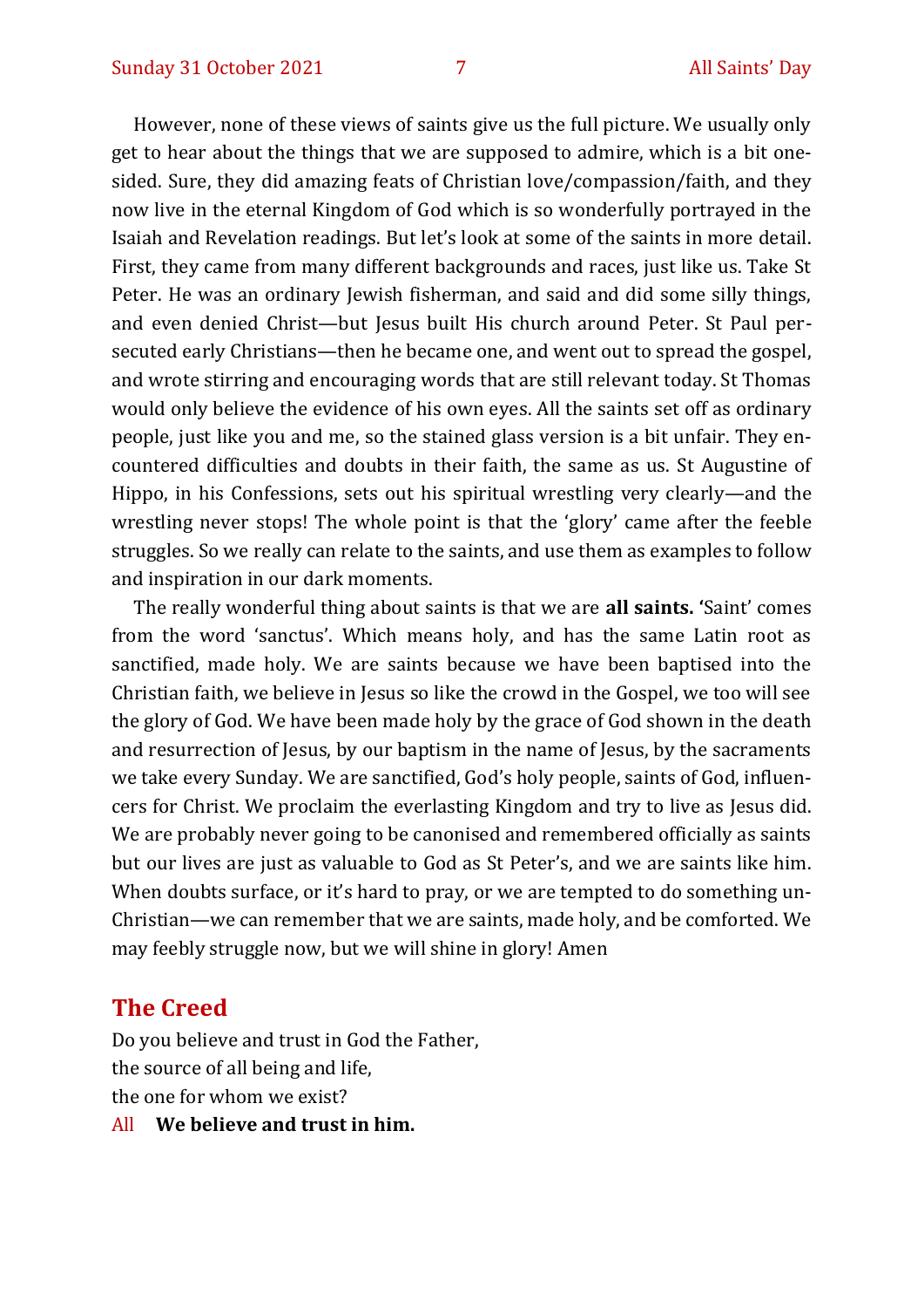However, none of these views of saints give us the full picture. We usually only get to hear about the things that we are supposed to admire, which is a bit one-sided. Sure, they did amazing feats of Christian love/compassion/faith, and they now live in the eternal Kingdom of God which is so wonderfully portrayed in the Isaiah and Revelation readings. But let's look at some of the saints in more detail. First, they came from many different backgrounds and races, just like us. Take St Peter. He was an ordinary Jewish fisherman, and said and did some silly things, and even denied Christ—but Jesus built His church around Peter. St Paul persecuted early Christians—then he became one, and went out to spread the gospel, and wrote stirring and encouraging words that are still relevant today. St Thomas would only believe the evidence of his own eyes. All the saints set off as ordinary people, just like you and me, so the stained glass version is a bit unfair. They encountered difficulties and doubts in their faith, the same as us. St Augustine of Hippo, in his Confessions, sets out his spiritual wrestling very clearly—and the wrestling never stops! The whole point is that the 'glory' came after the feeble struggles. So we really can relate to the saints, and use them as examples to follow and inspiration in our dark moments.

The really wonderful thing about saints is that we are **all saints. '**Saint' comes from the word 'sanctus'. Which means holy, and has the same Latin root as sanctified, made holy. We are saints because we have been baptised into the Christian faith, we believe in Jesus so like the crowd in the Gospel, we too will see the glory of God. We have been made holy by the grace of God shown in the death and resurrection of Jesus, by our baptism in the name of Jesus, by the sacraments we take every Sunday. We are sanctified, God's holy people, saints of God, influencers for Christ. We proclaim the everlasting Kingdom and try to live as Jesus did. We are probably never going to be canonised and remembered officially as saints but our lives are just as valuable to God as St Peter's, and we are saints like him. When doubts surface, or it's hard to pray, or we are tempted to do something un-Christian—we can remember that we are saints, made holy, and be comforted. We may feebly struggle now, but we will shine in glory! Amen

## The Creed

Do you believe and trust in God the Father,
the source of all being and life,
the one for whom we exist?

All **We believe and trust in him.**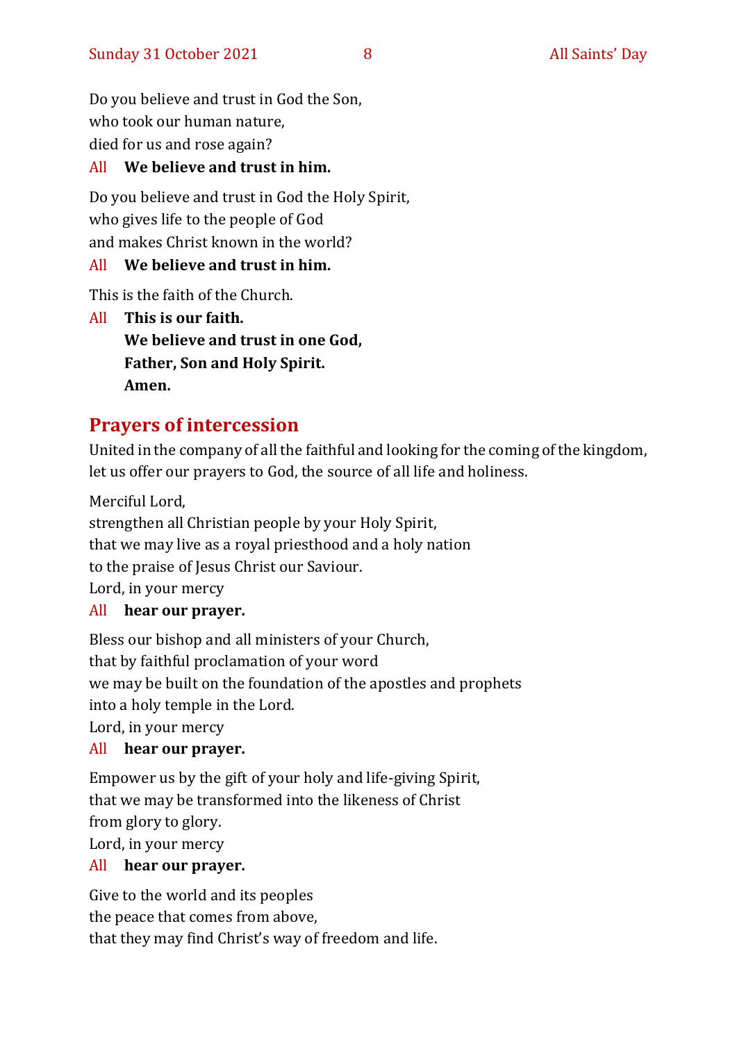Do you believe and trust in God the Son,
who took our human nature,
died for us and rose again?

All **We believe and trust in him.**

Do you believe and trust in God the Holy Spirit,
who gives life to the people of God
and makes Christ known in the world?

All **We believe and trust in him.**

This is the faith of the Church.

All **This is our faith.**
**We believe and trust in one God,**
**Father, Son and Holy Spirit.**
**Amen.**

## Prayers of intercession

United in the company of all the faithful and looking for the coming of the kingdom, let us offer our prayers to God, the source of all life and holiness.

Merciful Lord,
strengthen all Christian people by your Holy Spirit,
that we may live as a royal priesthood and a holy nation
to the praise of Jesus Christ our Saviour.
Lord, in your mercy

All **hear our prayer.**

Bless our bishop and all ministers of your Church,
that by faithful proclamation of your word
we may be built on the foundation of the apostles and prophets
into a holy temple in the Lord.
Lord, in your mercy

All **hear our prayer.**

Empower us by the gift of your holy and life-giving Spirit,
that we may be transformed into the likeness of Christ
from glory to glory.
Lord, in your mercy

All **hear our prayer.**

Give to the world and its peoples
the peace that comes from above,
that they may find Christ's way of freedom and life.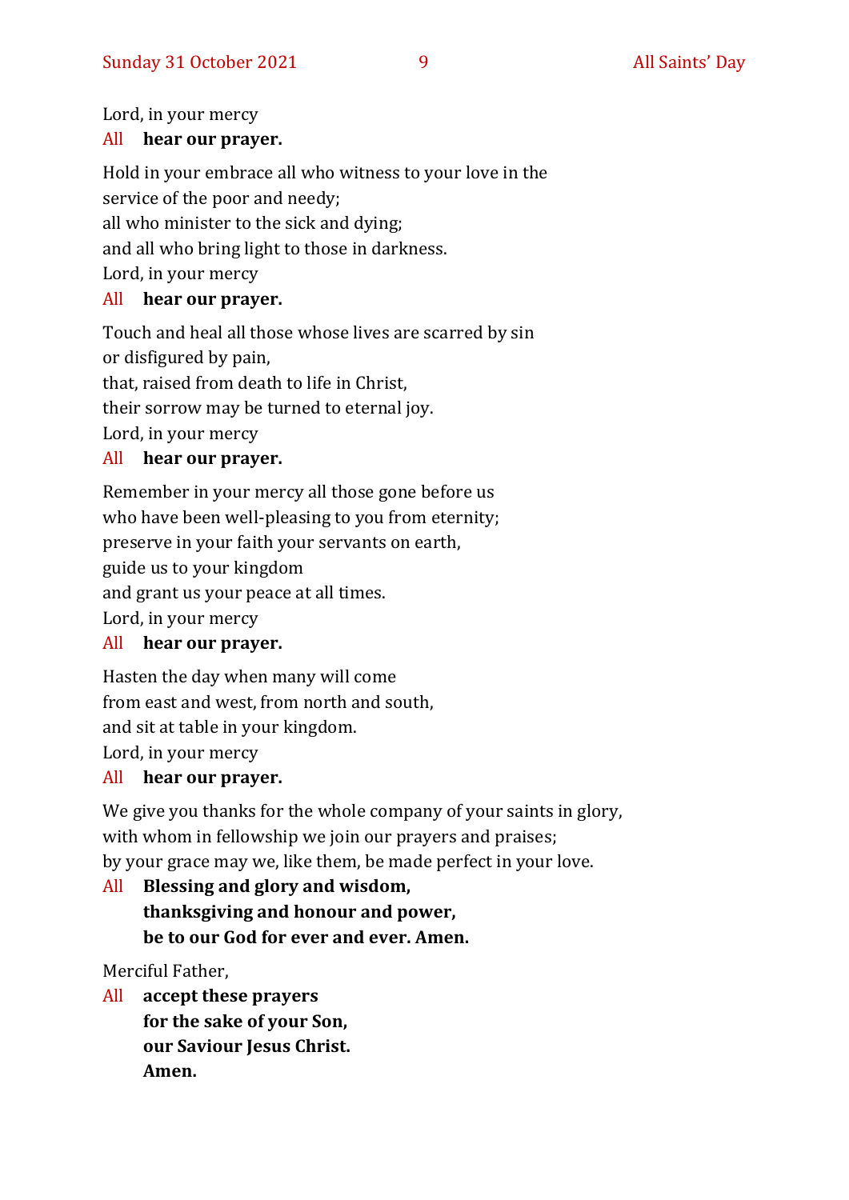Lord, in your mercy

All **hear our prayer.**

Hold in your embrace all who witness to your love in the service of the poor and needy;
all who minister to the sick and dying;
and all who bring light to those in darkness.
Lord, in your mercy

All **hear our prayer.**

Touch and heal all those whose lives are scarred by sin or disfigured by pain,
that, raised from death to life in Christ,
their sorrow may be turned to eternal joy.
Lord, in your mercy

All **hear our prayer.**

Remember in your mercy all those gone before us
who have been well-pleasing to you from eternity;
preserve in your faith your servants on earth,
guide us to your kingdom
and grant us your peace at all times.
Lord, in your mercy

All **hear our prayer.**

Hasten the day when many will come
from east and west, from north and south,
and sit at table in your kingdom.
Lord, in your mercy

All **hear our prayer.**

We give you thanks for the whole company of your saints in glory,
with whom in fellowship we join our prayers and praises;
by your grace may we, like them, be made perfect in your love.

All **Blessing and glory and wisdom,**
**thanksgiving and honour and power,**
**be to our God for ever and ever. Amen.**

Merciful Father,

All **accept these prayers**
**for the sake of your Son,**
**our Saviour Jesus Christ.**
**Amen.**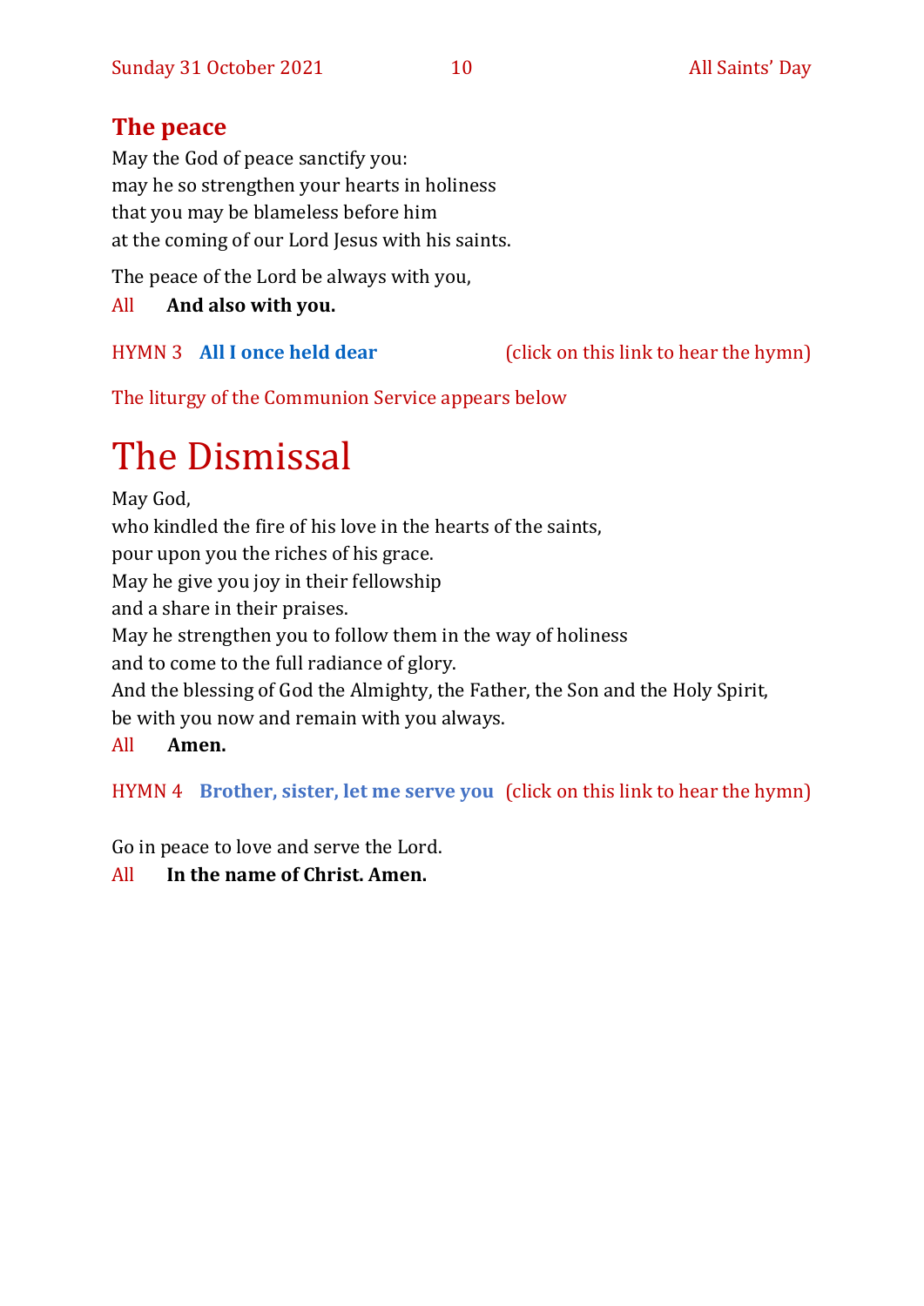## The peace

May the God of peace sanctify you:
may he so strengthen your hearts in holiness
that you may be blameless before him
at the coming of our Lord Jesus with his saints.

The peace of the Lord be always with you,

All **And also with you.**

HYMN 3 **All I once held dear** (click on this link to hear the hymn)

The liturgy of the Communion Service appears below

# The Dismissal

May God,
who kindled the fire of his love in the hearts of the saints,
pour upon you the riches of his grace.
May he give you joy in their fellowship
and a share in their praises.
May he strengthen you to follow them in the way of holiness
and to come to the full radiance of glory.
And the blessing of God the Almighty, the Father, the Son and the Holy Spirit,
be with you now and remain with you always.

All **Amen.**

HYMN 4 **Brother, sister, let me serve you** (click on this link to hear the hymn)

Go in peace to love and serve the Lord.

All **In the name of Christ. Amen.**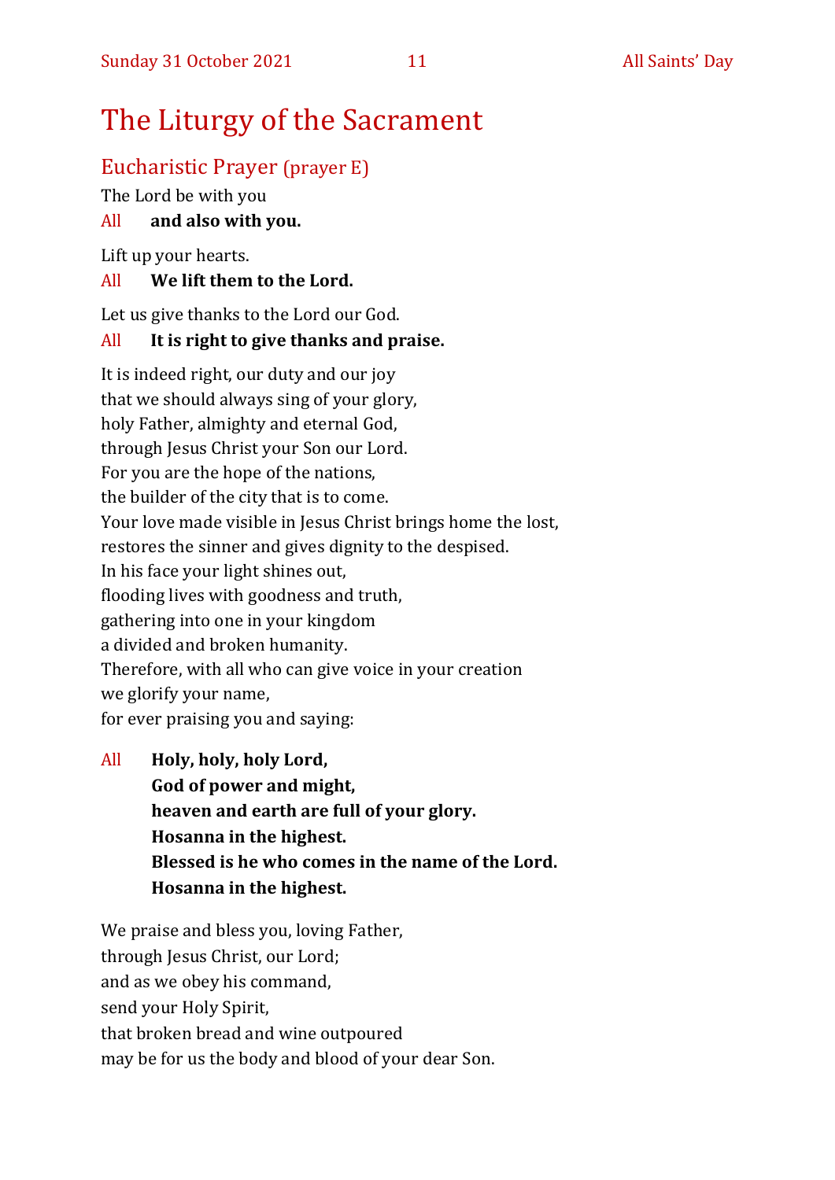# The Liturgy of the Sacrament

## Eucharistic Prayer (prayer E)

The Lord be with you

All **and also with you.**

Lift up your hearts.

All **We lift them to the Lord.**

Let us give thanks to the Lord our God.

All **It is right to give thanks and praise.**

It is indeed right, our duty and our joy
that we should always sing of your glory,
holy Father, almighty and eternal God,
through Jesus Christ your Son our Lord.
For you are the hope of the nations,
the builder of the city that is to come.
Your love made visible in Jesus Christ brings home the lost,
restores the sinner and gives dignity to the despised.
In his face your light shines out,
flooding lives with goodness and truth,
gathering into one in your kingdom
a divided and broken humanity.
Therefore, with all who can give voice in your creation
we glorify your name,
for ever praising you and saying:

All **Holy, holy, holy Lord,**
**God of power and might,**
**heaven and earth are full of your glory.**
**Hosanna in the highest.**
**Blessed is he who comes in the name of the Lord.**
**Hosanna in the highest.**

We praise and bless you, loving Father,
through Jesus Christ, our Lord;
and as we obey his command,
send your Holy Spirit,
that broken bread and wine outpoured
may be for us the body and blood of your dear Son.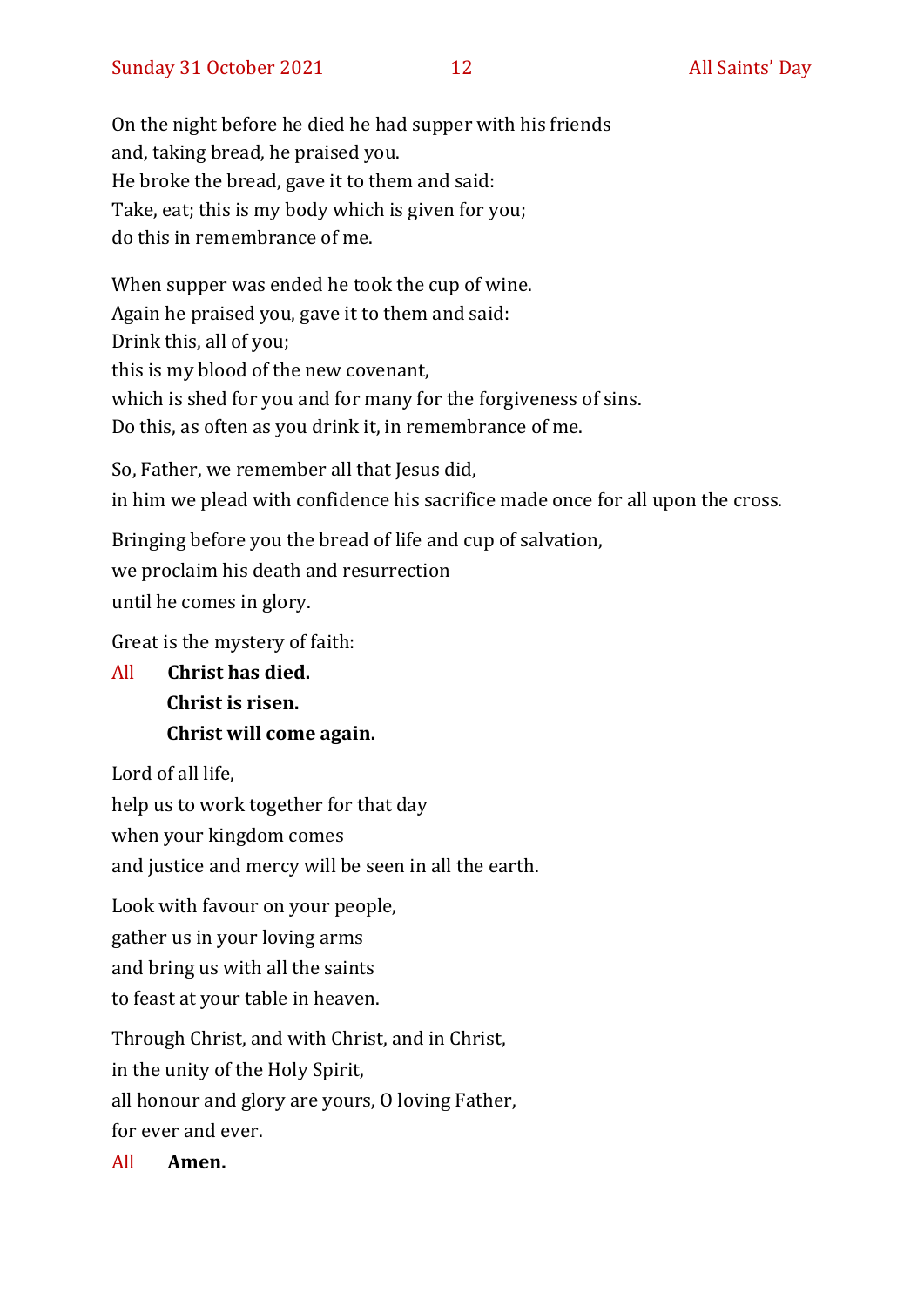On the night before he died he had supper with his friends
and, taking bread, he praised you.
He broke the bread, gave it to them and said:
Take, eat; this is my body which is given for you;
do this in remembrance of me.

When supper was ended he took the cup of wine.
Again he praised you, gave it to them and said:
Drink this, all of you;
this is my blood of the new covenant,
which is shed for you and for many for the forgiveness of sins.
Do this, as often as you drink it, in remembrance of me.

So, Father, we remember all that Jesus did,
in him we plead with confidence his sacrifice made once for all upon the cross.

Bringing before you the bread of life and cup of salvation,
we proclaim his death and resurrection
until he comes in glory.

Great is the mystery of faith:

All **Christ has died.**
**Christ is risen.**
**Christ will come again.**

Lord of all life,
help us to work together for that day
when your kingdom comes
and justice and mercy will be seen in all the earth.

Look with favour on your people,
gather us in your loving arms
and bring us with all the saints
to feast at your table in heaven.

Through Christ, and with Christ, and in Christ,
in the unity of the Holy Spirit,
all honour and glory are yours, O loving Father,
for ever and ever.

All **Amen.**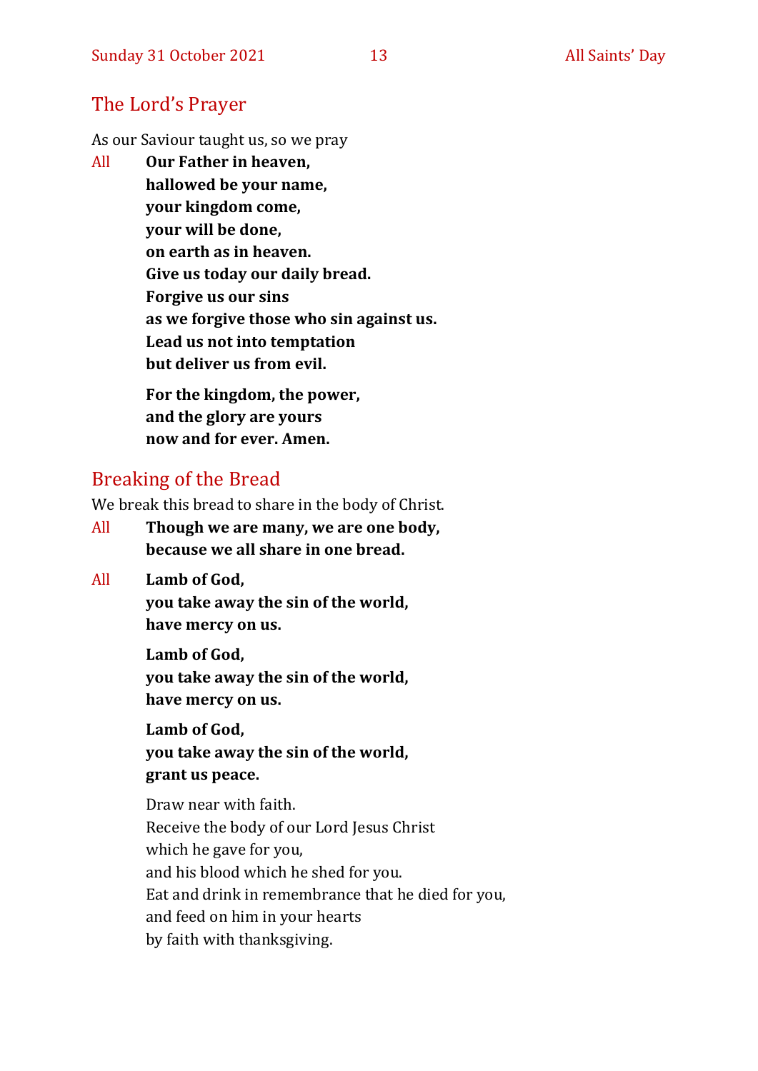## The Lord's Prayer

As our Saviour taught us, so we pray

All **Our Father in heaven,**
**hallowed be your name,**
**your kingdom come,**
**your will be done,**
**on earth as in heaven.**
**Give us today our daily bread.**
**Forgive us our sins**
**as we forgive those who sin against us.**
**Lead us not into temptation**
**but deliver us from evil.**

**For the kingdom, the power,**
**and the glory are yours**
**now and for ever. Amen.**

## Breaking of the Bread

We break this bread to share in the body of Christ.

All **Though we are many, we are one body,**
**because we all share in one bread.**

All **Lamb of God,**
**you take away the sin of the world,**
**have mercy on us.**

**Lamb of God,**
**you take away the sin of the world,**
**have mercy on us.**

**Lamb of God,**
**you take away the sin of the world,**
**grant us peace.**

Draw near with faith.
Receive the body of our Lord Jesus Christ
which he gave for you,
and his blood which he shed for you.
Eat and drink in remembrance that he died for you,
and feed on him in your hearts
by faith with thanksgiving.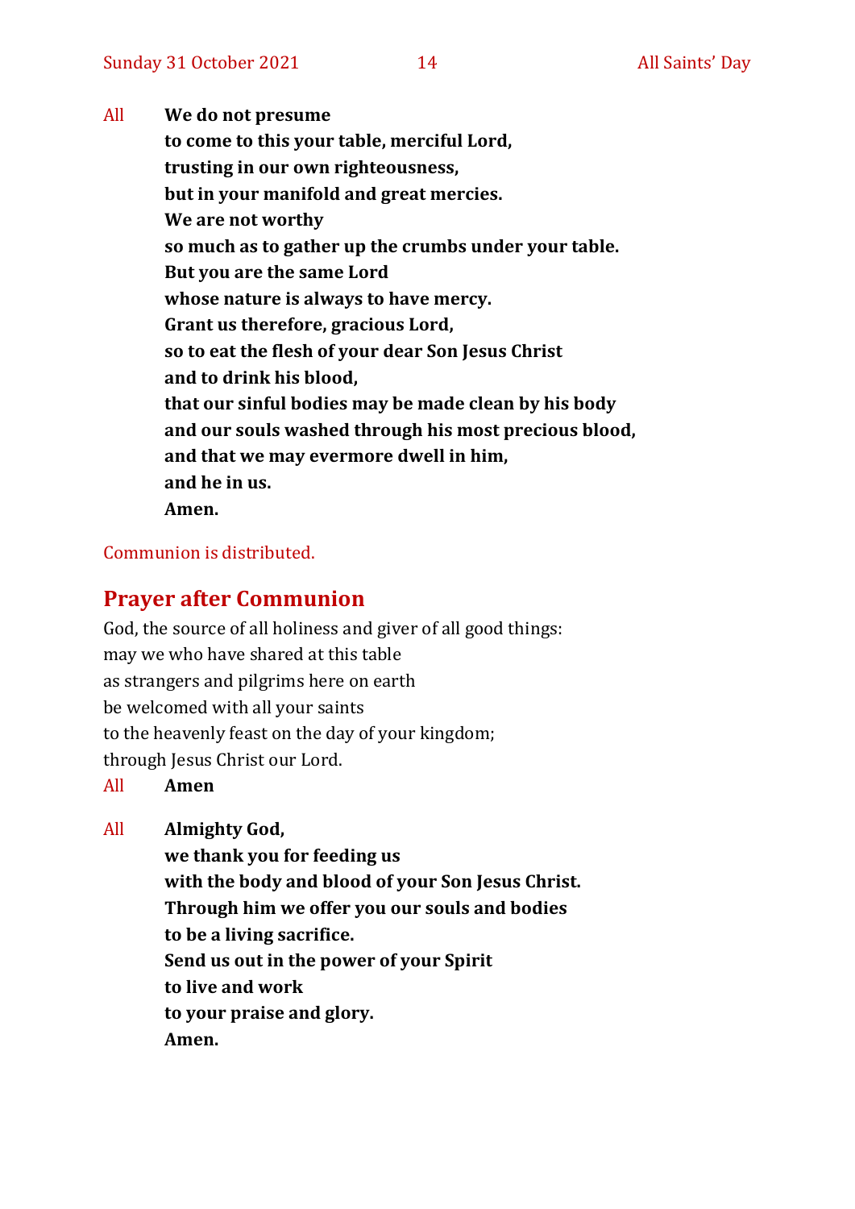All **We do not presume**
**to come to this your table, merciful Lord,**
**trusting in our own righteousness,**
**but in your manifold and great mercies.**
**We are not worthy**
**so much as to gather up the crumbs under your table.**
**But you are the same Lord**
**whose nature is always to have mercy.**
**Grant us therefore, gracious Lord,**
**so to eat the flesh of your dear Son Jesus Christ**
**and to drink his blood,**
**that our sinful bodies may be made clean by his body**
**and our souls washed through his most precious blood,**
**and that we may evermore dwell in him,**
**and he in us.**
**Amen.**

Communion is distributed.

## Prayer after Communion

God, the source of all holiness and giver of all good things:
may we who have shared at this table
as strangers and pilgrims here on earth
be welcomed with all your saints
to the heavenly feast on the day of your kingdom;
through Jesus Christ our Lord.

All **Amen**

All **Almighty God,**
**we thank you for feeding us**
**with the body and blood of your Son Jesus Christ.**
**Through him we offer you our souls and bodies**
**to be a living sacrifice.**
**Send us out in the power of your Spirit**
**to live and work**
**to your praise and glory.**
**Amen.**